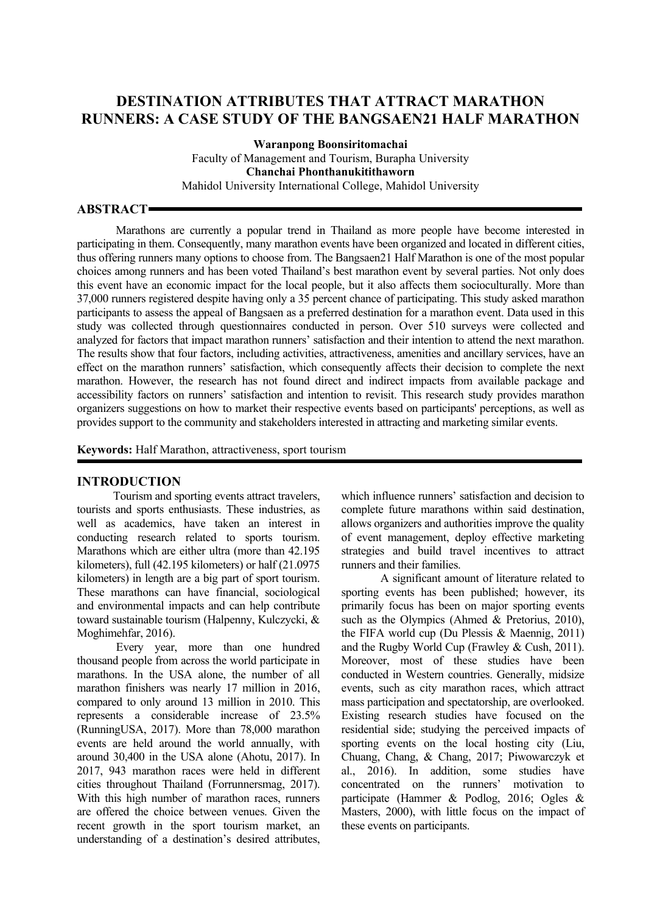# DESTINATION ATTRIBUTES THAT ATTRACT MARATHON RUNNERS: A CASE STUDY OF THE BANGSAEN21 HALF MARATHON

**Waranpong Boonsiritomachai**
Faculty of Management and Tourism, Burapha University
**Chanchai Phonthanukitithaworn**
Mahidol University International College, Mahidol University

## ABSTRACT

Marathons are currently a popular trend in Thailand as more people have become interested in participating in them. Consequently, many marathon events have been organized and located in different cities, thus offering runners many options to choose from. The Bangsaen21 Half Marathon is one of the most popular choices among runners and has been voted Thailand's best marathon event by several parties. Not only does this event have an economic impact for the local people, but it also affects them socioculturally. More than 37,000 runners registered despite having only a 35 percent chance of participating. This study asked marathon participants to assess the appeal of Bangsaen as a preferred destination for a marathon event. Data used in this study was collected through questionnaires conducted in person. Over 510 surveys were collected and analyzed for factors that impact marathon runners' satisfaction and their intention to attend the next marathon. The results show that four factors, including activities, attractiveness, amenities and ancillary services, have an effect on the marathon runners' satisfaction, which consequently affects their decision to complete the next marathon. However, the research has not found direct and indirect impacts from available package and accessibility factors on runners' satisfaction and intention to revisit. This research study provides marathon organizers suggestions on how to market their respective events based on participants' perceptions, as well as provides support to the community and stakeholders interested in attracting and marketing similar events.

**Keywords:** Half Marathon, attractiveness, sport tourism

## INTRODUCTION

Tourism and sporting events attract travelers, tourists and sports enthusiasts. These industries, as well as academics, have taken an interest in conducting research related to sports tourism. Marathons which are either ultra (more than 42.195 kilometers), full (42.195 kilometers) or half (21.0975 kilometers) in length are a big part of sport tourism. These marathons can have financial, sociological and environmental impacts and can help contribute toward sustainable tourism (Halpenny, Kulczycki, & Moghimehfar, 2016).

Every year, more than one hundred thousand people from across the world participate in marathons. In the USA alone, the number of all marathon finishers was nearly 17 million in 2016, compared to only around 13 million in 2010. This represents a considerable increase of 23.5% (RunningUSA, 2017). More than 78,000 marathon events are held around the world annually, with around 30,400 in the USA alone (Ahotu, 2017). In 2017, 943 marathon races were held in different cities throughout Thailand (Forrunnersmag, 2017). With this high number of marathon races, runners are offered the choice between venues. Given the recent growth in the sport tourism market, an understanding of a destination's desired attributes, which influence runners' satisfaction and decision to complete future marathons within said destination, allows organizers and authorities improve the quality of event management, deploy effective marketing strategies and build travel incentives to attract runners and their families.

A significant amount of literature related to sporting events has been published; however, its primarily focus has been on major sporting events such as the Olympics (Ahmed & Pretorius, 2010), the FIFA world cup (Du Plessis & Maennig, 2011) and the Rugby World Cup (Frawley & Cush, 2011). Moreover, most of these studies have been conducted in Western countries. Generally, midsize events, such as city marathon races, which attract mass participation and spectatorship, are overlooked. Existing research studies have focused on the residential side; studying the perceived impacts of sporting events on the local hosting city (Liu, Chuang, Chang, & Chang, 2017; Piwowarczyk et al., 2016). In addition, some studies have concentrated on the runners' motivation to participate (Hammer & Podlog, 2016; Ogles & Masters, 2000), with little focus on the impact of these events on participants.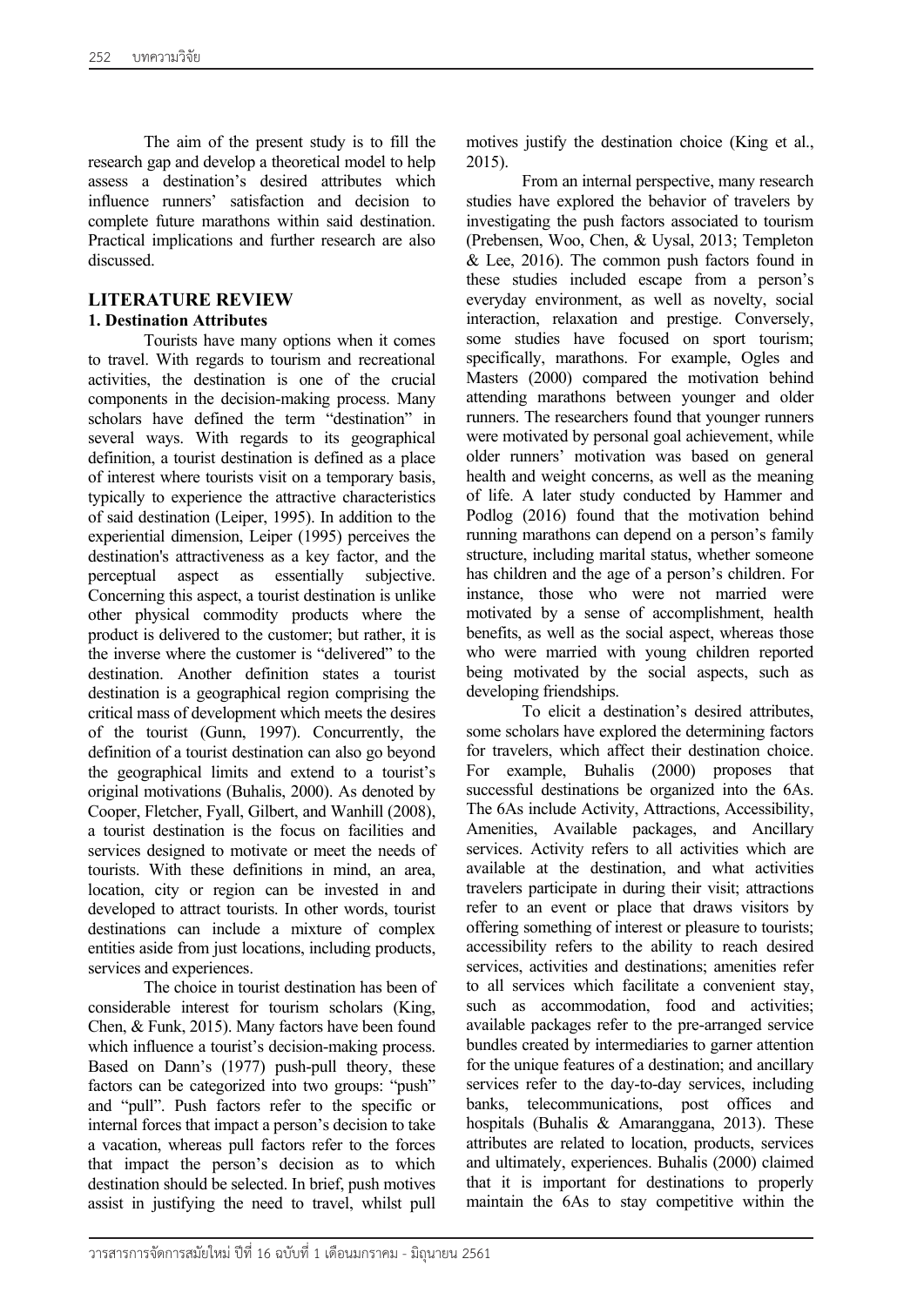The aim of the present study is to fill the research gap and develop a theoretical model to help assess a destination's desired attributes which influence runners' satisfaction and decision to complete future marathons within said destination. Practical implications and further research are also discussed.

## LITERATURE REVIEW

### 1. Destination Attributes

Tourists have many options when it comes to travel. With regards to tourism and recreational activities, the destination is one of the crucial components in the decision-making process. Many scholars have defined the term "destination" in several ways. With regards to its geographical definition, a tourist destination is defined as a place of interest where tourists visit on a temporary basis, typically to experience the attractive characteristics of said destination (Leiper, 1995). In addition to the experiential dimension, Leiper (1995) perceives the destination's attractiveness as a key factor, and the perceptual aspect as essentially subjective. Concerning this aspect, a tourist destination is unlike other physical commodity products where the product is delivered to the customer; but rather, it is the inverse where the customer is "delivered" to the destination. Another definition states a tourist destination is a geographical region comprising the critical mass of development which meets the desires of the tourist (Gunn, 1997). Concurrently, the definition of a tourist destination can also go beyond the geographical limits and extend to a tourist's original motivations (Buhalis, 2000). As denoted by Cooper, Fletcher, Fyall, Gilbert, and Wanhill (2008), a tourist destination is the focus on facilities and services designed to motivate or meet the needs of tourists. With these definitions in mind, an area, location, city or region can be invested in and developed to attract tourists. In other words, tourist destinations can include a mixture of complex entities aside from just locations, including products, services and experiences.

The choice in tourist destination has been of considerable interest for tourism scholars (King, Chen, & Funk, 2015). Many factors have been found which influence a tourist's decision-making process. Based on Dann's (1977) push-pull theory, these factors can be categorized into two groups: "push" and "pull". Push factors refer to the specific or internal forces that impact a person's decision to take a vacation, whereas pull factors refer to the forces that impact the person's decision as to which destination should be selected. In brief, push motives assist in justifying the need to travel, whilst pull motives justify the destination choice (King et al., 2015).

From an internal perspective, many research studies have explored the behavior of travelers by investigating the push factors associated to tourism (Prebensen, Woo, Chen, & Uysal, 2013; Templeton & Lee, 2016). The common push factors found in these studies included escape from a person's everyday environment, as well as novelty, social interaction, relaxation and prestige. Conversely, some studies have focused on sport tourism; specifically, marathons. For example, Ogles and Masters (2000) compared the motivation behind attending marathons between younger and older runners. The researchers found that younger runners were motivated by personal goal achievement, while older runners' motivation was based on general health and weight concerns, as well as the meaning of life. A later study conducted by Hammer and Podlog (2016) found that the motivation behind running marathons can depend on a person's family structure, including marital status, whether someone has children and the age of a person's children. For instance, those who were not married were motivated by a sense of accomplishment, health benefits, as well as the social aspect, whereas those who were married with young children reported being motivated by the social aspects, such as developing friendships.

To elicit a destination's desired attributes, some scholars have explored the determining factors for travelers, which affect their destination choice. For example, Buhalis (2000) proposes that successful destinations be organized into the 6As. The 6As include Activity, Attractions, Accessibility, Amenities, Available packages, and Ancillary services. Activity refers to all activities which are available at the destination, and what activities travelers participate in during their visit; attractions refer to an event or place that draws visitors by offering something of interest or pleasure to tourists; accessibility refers to the ability to reach desired services, activities and destinations; amenities refer to all services which facilitate a convenient stay, such as accommodation, food and activities; available packages refer to the pre-arranged service bundles created by intermediaries to garner attention for the unique features of a destination; and ancillary services refer to the day-to-day services, including banks, telecommunications, post offices and hospitals (Buhalis & Amaranggana, 2013). These attributes are related to location, products, services and ultimately, experiences. Buhalis (2000) claimed that it is important for destinations to properly maintain the 6As to stay competitive within the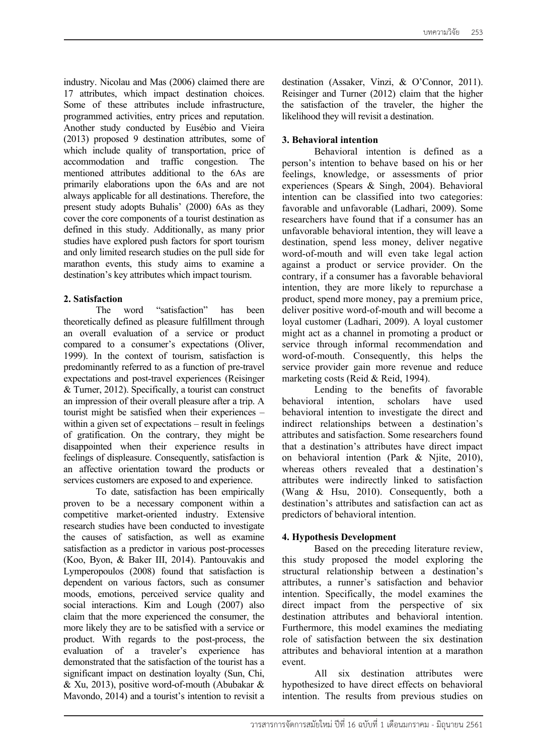industry. Nicolau and Mas (2006) claimed there are 17 attributes, which impact destination choices. Some of these attributes include infrastructure, programmed activities, entry prices and reputation. Another study conducted by Eusébio and Vieira (2013) proposed 9 destination attributes, some of which include quality of transportation, price of accommodation and traffic congestion. The mentioned attributes additional to the 6As are primarily elaborations upon the 6As and are not always applicable for all destinations. Therefore, the present study adopts Buhalis' (2000) 6As as they cover the core components of a tourist destination as defined in this study. Additionally, as many prior studies have explored push factors for sport tourism and only limited research studies on the pull side for marathon events, this study aims to examine a destination's key attributes which impact tourism.

## 2. Satisfaction

The word "satisfaction" has been theoretically defined as pleasure fulfillment through an overall evaluation of a service or product compared to a consumer's expectations (Oliver, 1999). In the context of tourism, satisfaction is predominantly referred to as a function of pre-travel expectations and post-travel experiences (Reisinger & Turner, 2012). Specifically, a tourist can construct an impression of their overall pleasure after a trip. A tourist might be satisfied when their experiences – within a given set of expectations – result in feelings of gratification. On the contrary, they might be disappointed when their experience results in feelings of displeasure. Consequently, satisfaction is an affective orientation toward the products or services customers are exposed to and experience.

To date, satisfaction has been empirically proven to be a necessary component within a competitive market-oriented industry. Extensive research studies have been conducted to investigate the causes of satisfaction, as well as examine satisfaction as a predictor in various post-processes (Koo, Byon, & Baker III, 2014). Pantouvakis and Lymperopoulos (2008) found that satisfaction is dependent on various factors, such as consumer moods, emotions, perceived service quality and social interactions. Kim and Lough (2007) also claim that the more experienced the consumer, the more likely they are to be satisfied with a service or product. With regards to the post-process, the evaluation of a traveler's experience has demonstrated that the satisfaction of the tourist has a significant impact on destination loyalty (Sun, Chi, & Xu, 2013), positive word-of-mouth (Abubakar & Mavondo, 2014) and a tourist's intention to revisit a destination (Assaker, Vinzi, & O'Connor, 2011). Reisinger and Turner (2012) claim that the higher the satisfaction of the traveler, the higher the likelihood they will revisit a destination.

## 3. Behavioral intention

Behavioral intention is defined as a person's intention to behave based on his or her feelings, knowledge, or assessments of prior experiences (Spears & Singh, 2004). Behavioral intention can be classified into two categories: favorable and unfavorable (Ladhari, 2009). Some researchers have found that if a consumer has an unfavorable behavioral intention, they will leave a destination, spend less money, deliver negative word-of-mouth and will even take legal action against a product or service provider. On the contrary, if a consumer has a favorable behavioral intention, they are more likely to repurchase a product, spend more money, pay a premium price, deliver positive word-of-mouth and will become a loyal customer (Ladhari, 2009). A loyal customer might act as a channel in promoting a product or service through informal recommendation and word-of-mouth. Consequently, this helps the service provider gain more revenue and reduce marketing costs (Reid & Reid, 1994).

Lending to the benefits of favorable behavioral intention, scholars have used behavioral intention to investigate the direct and indirect relationships between a destination's attributes and satisfaction. Some researchers found that a destination's attributes have direct impact on behavioral intention (Park & Njite, 2010), whereas others revealed that a destination's attributes were indirectly linked to satisfaction (Wang & Hsu, 2010). Consequently, both a destination's attributes and satisfaction can act as predictors of behavioral intention.

## 4. Hypothesis Development

Based on the preceding literature review, this study proposed the model exploring the structural relationship between a destination's attributes, a runner's satisfaction and behavior intention. Specifically, the model examines the direct impact from the perspective of six destination attributes and behavioral intention. Furthermore, this model examines the mediating role of satisfaction between the six destination attributes and behavioral intention at a marathon event.

All six destination attributes were hypothesized to have direct effects on behavioral intention. The results from previous studies on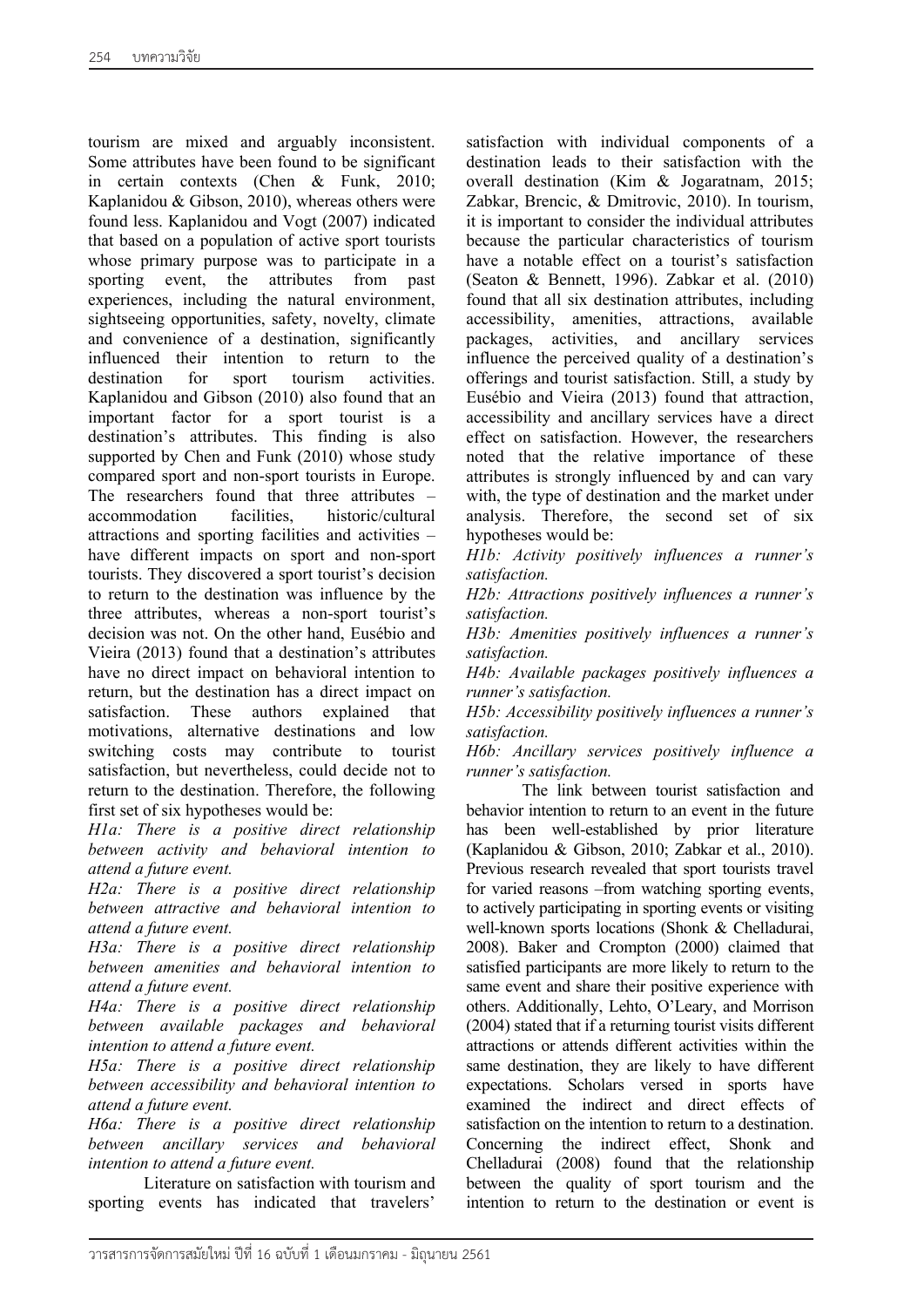tourism are mixed and arguably inconsistent. Some attributes have been found to be significant in certain contexts (Chen & Funk, 2010; Kaplanidou & Gibson, 2010), whereas others were found less. Kaplanidou and Vogt (2007) indicated that based on a population of active sport tourists whose primary purpose was to participate in a sporting event, the attributes from past experiences, including the natural environment, sightseeing opportunities, safety, novelty, climate and convenience of a destination, significantly influenced their intention to return to the destination for sport tourism activities. Kaplanidou and Gibson (2010) also found that an important factor for a sport tourist is a destination's attributes. This finding is also supported by Chen and Funk (2010) whose study compared sport and non-sport tourists in Europe. The researchers found that three attributes – accommodation facilities, historic/cultural attractions and sporting facilities and activities – have different impacts on sport and non-sport tourists. They discovered a sport tourist's decision to return to the destination was influence by the three attributes, whereas a non-sport tourist's decision was not. On the other hand, Eusébio and Vieira (2013) found that a destination's attributes have no direct impact on behavioral intention to return, but the destination has a direct impact on satisfaction. These authors explained that motivations, alternative destinations and low switching costs may contribute to tourist satisfaction, but nevertheless, could decide not to return to the destination. Therefore, the following first set of six hypotheses would be:

*H1a: There is a positive direct relationship between activity and behavioral intention to attend a future event.*

*H2a: There is a positive direct relationship between attractive and behavioral intention to attend a future event.*

*H3a: There is a positive direct relationship between amenities and behavioral intention to attend a future event.*

*H4a: There is a positive direct relationship between available packages and behavioral intention to attend a future event.*

*H5a: There is a positive direct relationship between accessibility and behavioral intention to attend a future event.*

*H6a: There is a positive direct relationship between ancillary services and behavioral intention to attend a future event.*

Literature on satisfaction with tourism and sporting events has indicated that travelers' satisfaction with individual components of a destination leads to their satisfaction with the overall destination (Kim & Jogaratnam, 2015; Zabkar, Brencic, & Dmitrovic, 2010). In tourism, it is important to consider the individual attributes because the particular characteristics of tourism have a notable effect on a tourist's satisfaction (Seaton & Bennett, 1996). Zabkar et al. (2010) found that all six destination attributes, including accessibility, amenities, attractions, available packages, activities, and ancillary services influence the perceived quality of a destination's offerings and tourist satisfaction. Still, a study by Eusébio and Vieira (2013) found that attraction, accessibility and ancillary services have a direct effect on satisfaction. However, the researchers noted that the relative importance of these attributes is strongly influenced by and can vary with, the type of destination and the market under analysis. Therefore, the second set of six hypotheses would be:

*H1b: Activity positively influences a runner's satisfaction.*

*H2b: Attractions positively influences a runner's satisfaction.*

*H3b: Amenities positively influences a runner's satisfaction.*

*H4b: Available packages positively influences a runner's satisfaction.*

*H5b: Accessibility positively influences a runner's satisfaction.*

*H6b: Ancillary services positively influence a runner's satisfaction.*

The link between tourist satisfaction and behavior intention to return to an event in the future has been well-established by prior literature (Kaplanidou & Gibson, 2010; Zabkar et al., 2010). Previous research revealed that sport tourists travel for varied reasons –from watching sporting events, to actively participating in sporting events or visiting well-known sports locations (Shonk & Chelladurai, 2008). Baker and Crompton (2000) claimed that satisfied participants are more likely to return to the same event and share their positive experience with others. Additionally, Lehto, O'Leary, and Morrison (2004) stated that if a returning tourist visits different attractions or attends different activities within the same destination, they are likely to have different expectations. Scholars versed in sports have examined the indirect and direct effects of satisfaction on the intention to return to a destination. Concerning the indirect effect, Shonk and Chelladurai (2008) found that the relationship between the quality of sport tourism and the intention to return to the destination or event is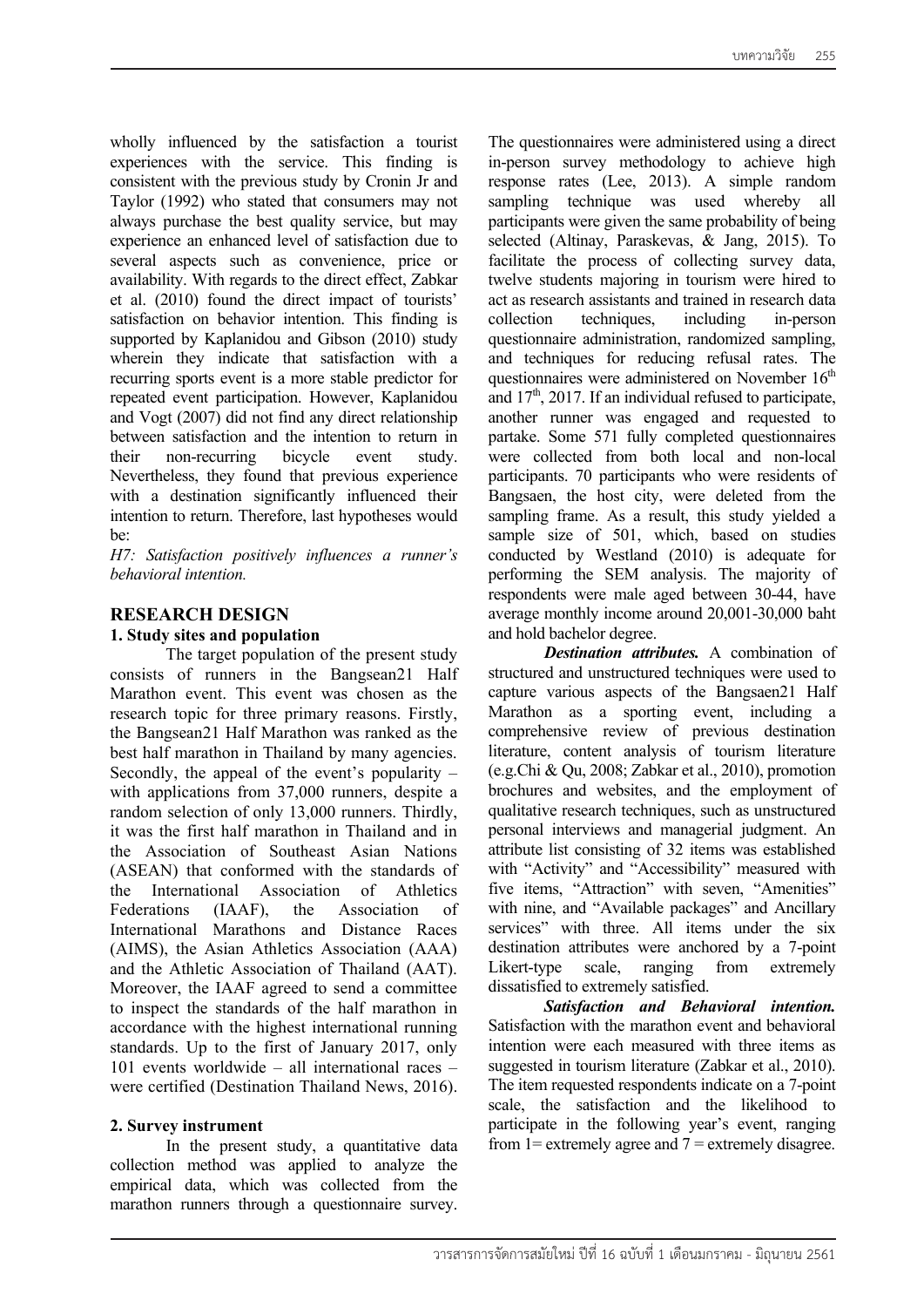wholly influenced by the satisfaction a tourist experiences with the service. This finding is consistent with the previous study by Cronin Jr and Taylor (1992) who stated that consumers may not always purchase the best quality service, but may experience an enhanced level of satisfaction due to several aspects such as convenience, price or availability. With regards to the direct effect, Zabkar et al. (2010) found the direct impact of tourists' satisfaction on behavior intention. This finding is supported by Kaplanidou and Gibson (2010) study wherein they indicate that satisfaction with a recurring sports event is a more stable predictor for repeated event participation. However, Kaplanidou and Vogt (2007) did not find any direct relationship between satisfaction and the intention to return in their non-recurring bicycle event study. Nevertheless, they found that previous experience with a destination significantly influenced their intention to return. Therefore, last hypotheses would be:

*H7: Satisfaction positively influences a runner's behavioral intention.*

## RESEARCH DESIGN

### 1. Study sites and population

The target population of the present study consists of runners in the Bangsean21 Half Marathon event. This event was chosen as the research topic for three primary reasons. Firstly, the Bangsean21 Half Marathon was ranked as the best half marathon in Thailand by many agencies. Secondly, the appeal of the event's popularity – with applications from 37,000 runners, despite a random selection of only 13,000 runners. Thirdly, it was the first half marathon in Thailand and in the Association of Southeast Asian Nations (ASEAN) that conformed with the standards of the International Association of Athletics Federations (IAAF), the Association of International Marathons and Distance Races (AIMS), the Asian Athletics Association (AAA) and the Athletic Association of Thailand (AAT). Moreover, the IAAF agreed to send a committee to inspect the standards of the half marathon in accordance with the highest international running standards. Up to the first of January 2017, only 101 events worldwide – all international races – were certified (Destination Thailand News, 2016).

### 2. Survey instrument

In the present study, a quantitative data collection method was applied to analyze the empirical data, which was collected from the marathon runners through a questionnaire survey. The questionnaires were administered using a direct in-person survey methodology to achieve high response rates (Lee, 2013). A simple random sampling technique was used whereby all participants were given the same probability of being selected (Altinay, Paraskevas, & Jang, 2015). To facilitate the process of collecting survey data, twelve students majoring in tourism were hired to act as research assistants and trained in research data collection techniques, including in-person questionnaire administration, randomized sampling, and techniques for reducing refusal rates. The questionnaires were administered on November 16th and 17th, 2017. If an individual refused to participate, another runner was engaged and requested to partake. Some 571 fully completed questionnaires were collected from both local and non-local participants. 70 participants who were residents of Bangsaen, the host city, were deleted from the sampling frame. As a result, this study yielded a sample size of 501, which, based on studies conducted by Westland (2010) is adequate for performing the SEM analysis. The majority of respondents were male aged between 30-44, have average monthly income around 20,001-30,000 baht and hold bachelor degree.

***Destination attributes.*** A combination of structured and unstructured techniques were used to capture various aspects of the Bangsaen21 Half Marathon as a sporting event, including a comprehensive review of previous destination literature, content analysis of tourism literature (e.g.Chi & Qu, 2008; Zabkar et al., 2010), promotion brochures and websites, and the employment of qualitative research techniques, such as unstructured personal interviews and managerial judgment. An attribute list consisting of 32 items was established with "Activity" and "Accessibility" measured with five items, "Attraction" with seven, "Amenities" with nine, and "Available packages" and Ancillary services" with three. All items under the six destination attributes were anchored by a 7-point Likert-type scale, ranging from extremely dissatisfied to extremely satisfied.

***Satisfaction and Behavioral intention.*** Satisfaction with the marathon event and behavioral intention were each measured with three items as suggested in tourism literature (Zabkar et al., 2010). The item requested respondents indicate on a 7-point scale, the satisfaction and the likelihood to participate in the following year's event, ranging from 1= extremely agree and 7 = extremely disagree.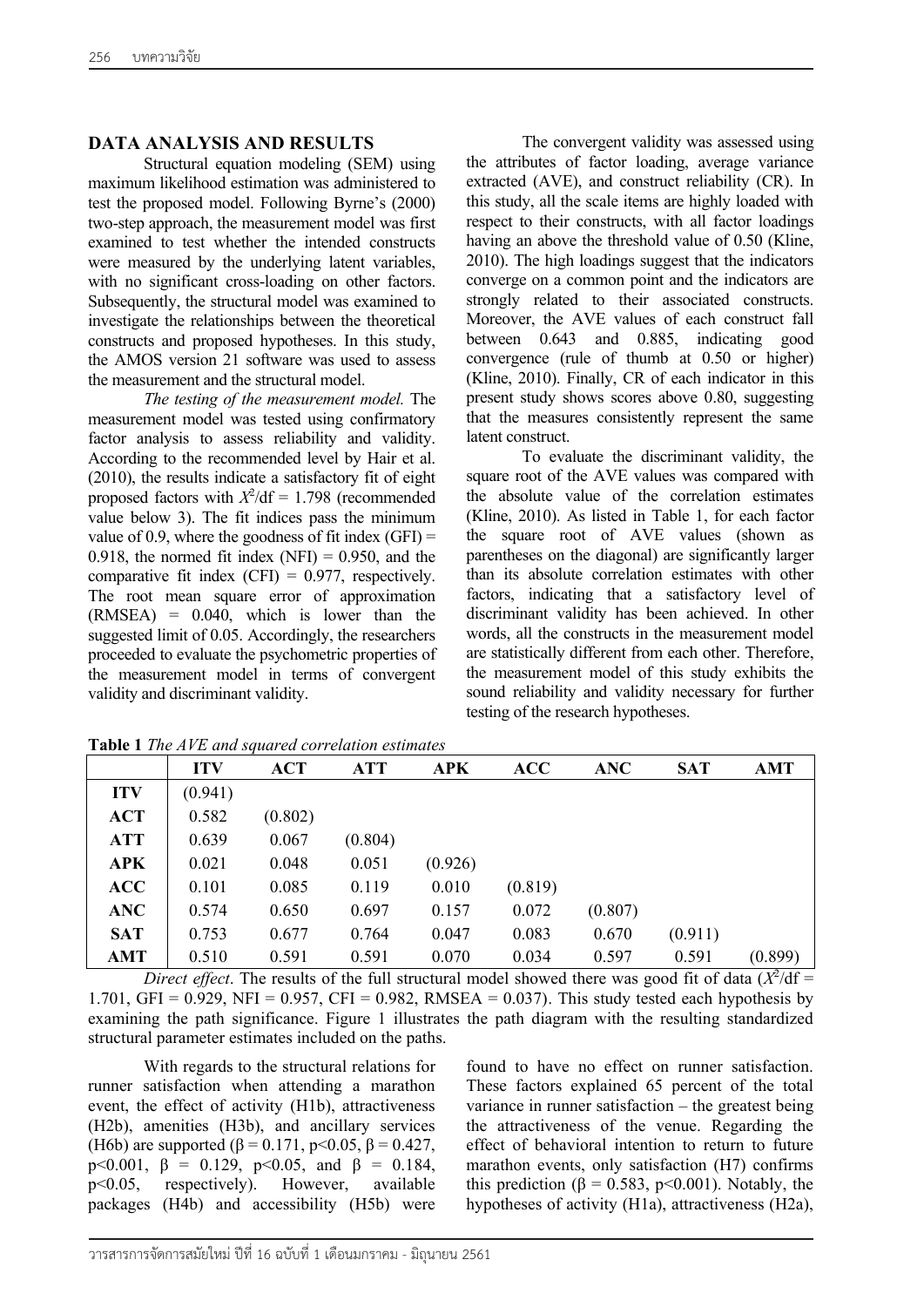## DATA ANALYSIS AND RESULTS

Structural equation modeling (SEM) using maximum likelihood estimation was administered to test the proposed model. Following Byrne's (2000) two-step approach, the measurement model was first examined to test whether the intended constructs were measured by the underlying latent variables, with no significant cross-loading on other factors. Subsequently, the structural model was examined to investigate the relationships between the theoretical constructs and proposed hypotheses. In this study, the AMOS version 21 software was used to assess the measurement and the structural model.

*The testing of the measurement model.* The measurement model was tested using confirmatory factor analysis to assess reliability and validity. According to the recommended level by Hair et al. (2010), the results indicate a satisfactory fit of eight proposed factors with $X^2$/df = 1.798 (recommended value below 3). The fit indices pass the minimum value of 0.9, where the goodness of fit index (GFI) = 0.918, the normed fit index (NFI) = 0.950, and the comparative fit index (CFI) = 0.977, respectively. The root mean square error of approximation (RMSEA) = 0.040, which is lower than the suggested limit of 0.05. Accordingly, the researchers proceeded to evaluate the psychometric properties of the measurement model in terms of convergent validity and discriminant validity.

The convergent validity was assessed using the attributes of factor loading, average variance extracted (AVE), and construct reliability (CR). In this study, all the scale items are highly loaded with respect to their constructs, with all factor loadings having an above the threshold value of 0.50 (Kline, 2010). The high loadings suggest that the indicators converge on a common point and the indicators are strongly related to their associated constructs. Moreover, the AVE values of each construct fall between 0.643 and 0.885, indicating good convergence (rule of thumb at 0.50 or higher) (Kline, 2010). Finally, CR of each indicator in this present study shows scores above 0.80, suggesting that the measures consistently represent the same latent construct.

To evaluate the discriminant validity, the square root of the AVE values was compared with the absolute value of the correlation estimates (Kline, 2010). As listed in Table 1, for each factor the square root of AVE values (shown as parentheses on the diagonal) are significantly larger than its absolute correlation estimates with other factors, indicating that a satisfactory level of discriminant validity has been achieved. In other words, all the constructs in the measurement model are statistically different from each other. Therefore, the measurement model of this study exhibits the sound reliability and validity necessary for further testing of the research hypotheses.

**Table 1** *The AVE and squared correlation estimates*

| | ITV | ACT | ATT | APK | ACC | ANC | SAT | AMT |
|---|---|---|---|---|---|---|---|---|
| **ITV** | (0.941) | | | | | | | |
| **ACT** | 0.582 | (0.802) | | | | | | |
| **ATT** | 0.639 | 0.067 | (0.804) | | | | | |
| **APK** | 0.021 | 0.048 | 0.051 | (0.926) | | | | |
| **ACC** | 0.101 | 0.085 | 0.119 | 0.010 | (0.819) | | | |
| **ANC** | 0.574 | 0.650 | 0.697 | 0.157 | 0.072 | (0.807) | | |
| **SAT** | 0.753 | 0.677 | 0.764 | 0.047 | 0.083 | 0.670 | (0.911) | |
| **AMT** | 0.510 | 0.591 | 0.591 | 0.070 | 0.034 | 0.597 | 0.591 | (0.899) |

*Direct effect*. The results of the full structural model showed there was good fit of data ($X^2$/df = 1.701, GFI = 0.929, NFI = 0.957, CFI = 0.982, RMSEA = 0.037). This study tested each hypothesis by examining the path significance. Figure 1 illustrates the path diagram with the resulting standardized structural parameter estimates included on the paths.

With regards to the structural relations for runner satisfaction when attending a marathon event, the effect of activity (H1b), attractiveness (H2b), amenities (H3b), and ancillary services (H6b) are supported ($\beta = 0.171$, $p<0.05$, $\beta = 0.427$, $p<0.001$, $\beta = 0.129$, $p<0.05$, and $\beta = 0.184$, $p<0.05$, respectively). However, available packages (H4b) and accessibility (H5b) were found to have no effect on runner satisfaction. These factors explained 65 percent of the total variance in runner satisfaction – the greatest being the attractiveness of the venue. Regarding the effect of behavioral intention to return to future marathon events, only satisfaction (H7) confirms this prediction ($\beta = 0.583$, $p<0.001$). Notably, the hypotheses of activity (H1a), attractiveness (H2a),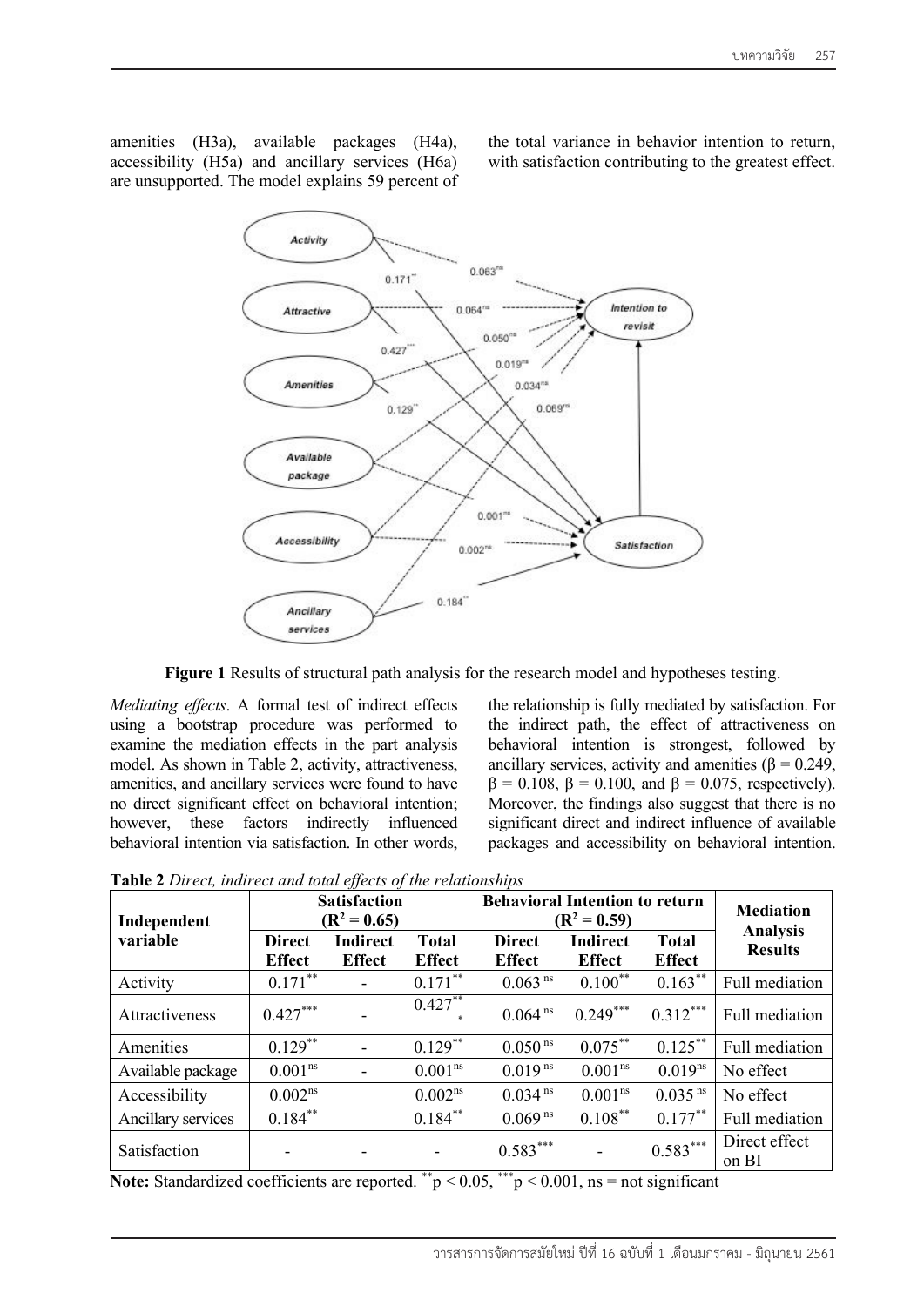amenities (H3a), available packages (H4a), accessibility (H5a) and ancillary services (H6a) are unsupported. The model explains 59 percent of the total variance in behavior intention to return, with satisfaction contributing to the greatest effect.

**Figure 1** Results of structural path analysis for the research model and hypotheses testing.

*Mediating effects*. A formal test of indirect effects using a bootstrap procedure was performed to examine the mediation effects in the part analysis model. As shown in Table 2, activity, attractiveness, amenities, and ancillary services were found to have no direct significant effect on behavioral intention; however, these factors indirectly influenced behavioral intention via satisfaction. In other words, the relationship is fully mediated by satisfaction. For the indirect path, the effect of attractiveness on behavioral intention is strongest, followed by ancillary services, activity and amenities (β = 0.249, β = 0.108, β = 0.100, and β = 0.075, respectively). Moreover, the findings also suggest that there is no significant direct and indirect influence of available packages and accessibility on behavioral intention.

**Table 2** *Direct, indirect and total effects of the relationships*

| Independent variable | Satisfaction ($R^2 = 0.65$) | | | Behavioral Intention to return ($R^2 = 0.59$) | | | Mediation Analysis Results |
|---|---|---|---|---|---|---|---|
| | Direct Effect | Indirect Effect | Total Effect | Direct Effect | Indirect Effect | Total Effect | |
| Activity | $0.171^{**}$ | - | $0.171^{**}$ | $0.063^{ns}$ | $0.100^{**}$ | $0.163^{**}$ | Full mediation |
| Attractiveness | $0.427^{***}$ | - | $0.427^{***}$ | $0.064^{ns}$ | $0.249^{***}$ | $0.312^{***}$ | Full mediation |
| Amenities | $0.129^{**}$ | - | $0.129^{**}$ | $0.050^{ns}$ | $0.075^{**}$ | $0.125^{**}$ | Full mediation |
| Available package | $0.001^{ns}$ | - | $0.001^{ns}$ | $0.019^{ns}$ | $0.001^{ns}$ | $0.019^{ns}$ | No effect |
| Accessibility | $0.002^{ns}$ | | $0.002^{ns}$ | $0.034^{ns}$ | $0.001^{ns}$ | $0.035^{ns}$ | No effect |
| Ancillary services | $0.184^{**}$ | | $0.184^{**}$ | $0.069^{ns}$ | $0.108^{**}$ | $0.177^{**}$ | Full mediation |
| Satisfaction | - | - | - | $0.583^{***}$ | - | $0.583^{***}$ | Direct effect on BI |

**Note:** Standardized coefficients are reported. $^{**}p < 0.05$, $^{***}p < 0.001$, ns = not significant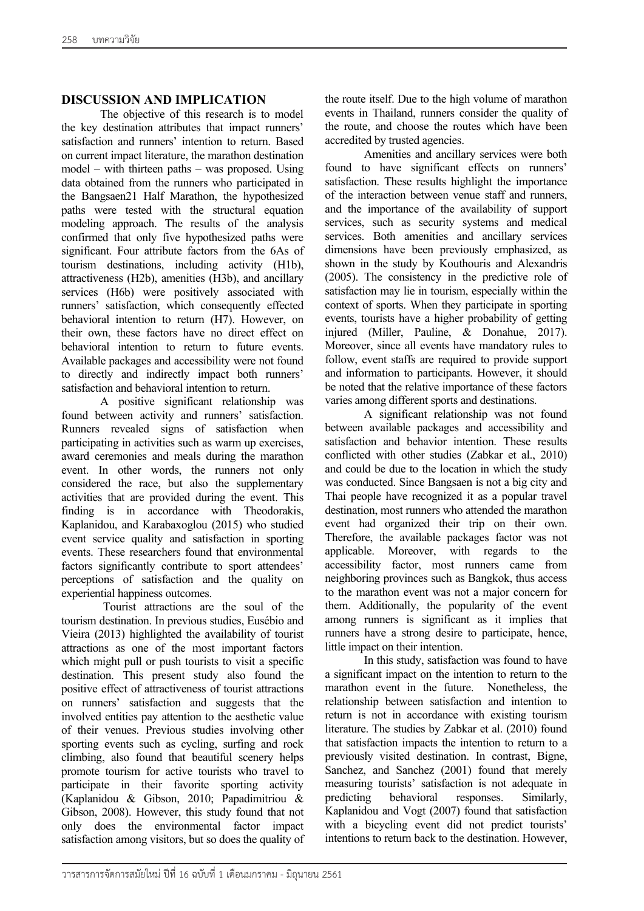## DISCUSSION AND IMPLICATION

The objective of this research is to model the key destination attributes that impact runners' satisfaction and runners' intention to return. Based on current impact literature, the marathon destination model – with thirteen paths – was proposed. Using data obtained from the runners who participated in the Bangsaen21 Half Marathon, the hypothesized paths were tested with the structural equation modeling approach. The results of the analysis confirmed that only five hypothesized paths were significant. Four attribute factors from the 6As of tourism destinations, including activity (H1b), attractiveness (H2b), amenities (H3b), and ancillary services (H6b) were positively associated with runners' satisfaction, which consequently effected behavioral intention to return (H7). However, on their own, these factors have no direct effect on behavioral intention to return to future events. Available packages and accessibility were not found to directly and indirectly impact both runners' satisfaction and behavioral intention to return.

A positive significant relationship was found between activity and runners' satisfaction. Runners revealed signs of satisfaction when participating in activities such as warm up exercises, award ceremonies and meals during the marathon event. In other words, the runners not only considered the race, but also the supplementary activities that are provided during the event. This finding is in accordance with Theodorakis, Kaplanidou, and Karabaxoglou (2015) who studied event service quality and satisfaction in sporting events. These researchers found that environmental factors significantly contribute to sport attendees' perceptions of satisfaction and the quality on experiential happiness outcomes.

Tourist attractions are the soul of the tourism destination. In previous studies, Eusébio and Vieira (2013) highlighted the availability of tourist attractions as one of the most important factors which might pull or push tourists to visit a specific destination. This present study also found the positive effect of attractiveness of tourist attractions on runners' satisfaction and suggests that the involved entities pay attention to the aesthetic value of their venues. Previous studies involving other sporting events such as cycling, surfing and rock climbing, also found that beautiful scenery helps promote tourism for active tourists who travel to participate in their favorite sporting activity (Kaplanidou & Gibson, 2010; Papadimitriou & Gibson, 2008). However, this study found that not only does the environmental factor impact satisfaction among visitors, but so does the quality of the route itself. Due to the high volume of marathon events in Thailand, runners consider the quality of the route, and choose the routes which have been accredited by trusted agencies.

Amenities and ancillary services were both found to have significant effects on runners' satisfaction. These results highlight the importance of the interaction between venue staff and runners, and the importance of the availability of support services, such as security systems and medical services. Both amenities and ancillary services dimensions have been previously emphasized, as shown in the study by Kouthouris and Alexandris (2005). The consistency in the predictive role of satisfaction may lie in tourism, especially within the context of sports. When they participate in sporting events, tourists have a higher probability of getting injured (Miller, Pauline, & Donahue, 2017). Moreover, since all events have mandatory rules to follow, event staffs are required to provide support and information to participants. However, it should be noted that the relative importance of these factors varies among different sports and destinations.

A significant relationship was not found between available packages and accessibility and satisfaction and behavior intention. These results conflicted with other studies (Zabkar et al., 2010) and could be due to the location in which the study was conducted. Since Bangsaen is not a big city and Thai people have recognized it as a popular travel destination, most runners who attended the marathon event had organized their trip on their own. Therefore, the available packages factor was not applicable. Moreover, with regards to the accessibility factor, most runners came from neighboring provinces such as Bangkok, thus access to the marathon event was not a major concern for them. Additionally, the popularity of the event among runners is significant as it implies that runners have a strong desire to participate, hence, little impact on their intention.

In this study, satisfaction was found to have a significant impact on the intention to return to the marathon event in the future. Nonetheless, the relationship between satisfaction and intention to return is not in accordance with existing tourism literature. The studies by Zabkar et al. (2010) found that satisfaction impacts the intention to return to a previously visited destination. In contrast, Bigne, Sanchez, and Sanchez (2001) found that merely measuring tourists' satisfaction is not adequate in predicting behavioral responses. Similarly, Kaplanidou and Vogt (2007) found that satisfaction with a bicycling event did not predict tourists' intentions to return back to the destination. However,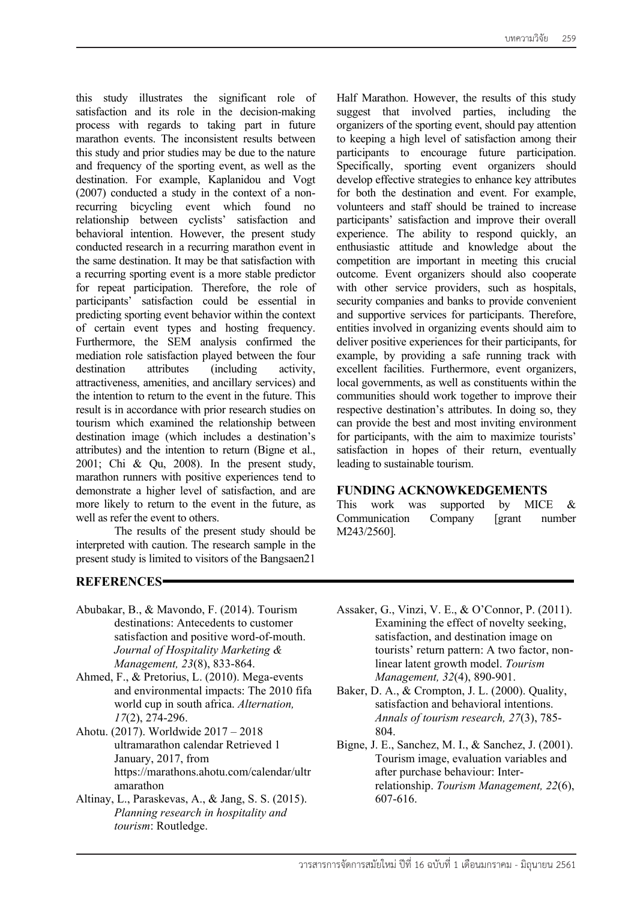this study illustrates the significant role of satisfaction and its role in the decision-making process with regards to taking part in future marathon events. The inconsistent results between this study and prior studies may be due to the nature and frequency of the sporting event, as well as the destination. For example, Kaplanidou and Vogt (2007) conducted a study in the context of a non-recurring bicycling event which found no relationship between cyclists' satisfaction and behavioral intention. However, the present study conducted research in a recurring marathon event in the same destination. It may be that satisfaction with a recurring sporting event is a more stable predictor for repeat participation. Therefore, the role of participants' satisfaction could be essential in predicting sporting event behavior within the context of certain event types and hosting frequency. Furthermore, the SEM analysis confirmed the mediation role satisfaction played between the four destination attributes (including activity, attractiveness, amenities, and ancillary services) and the intention to return to the event in the future. This result is in accordance with prior research studies on tourism which examined the relationship between destination image (which includes a destination's attributes) and the intention to return (Bigne et al., 2001; Chi & Qu, 2008). In the present study, marathon runners with positive experiences tend to demonstrate a higher level of satisfaction, and are more likely to return to the event in the future, as well as refer the event to others.

The results of the present study should be interpreted with caution. The research sample in the present study is limited to visitors of the Bangsaen21 Half Marathon. However, the results of this study suggest that involved parties, including the organizers of the sporting event, should pay attention to keeping a high level of satisfaction among their participants to encourage future participation. Specifically, sporting event organizers should develop effective strategies to enhance key attributes for both the destination and event. For example, volunteers and staff should be trained to increase participants' satisfaction and improve their overall experience. The ability to respond quickly, an enthusiastic attitude and knowledge about the competition are important in meeting this crucial outcome. Event organizers should also cooperate with other service providers, such as hospitals, security companies and banks to provide convenient and supportive services for participants. Therefore, entities involved in organizing events should aim to deliver positive experiences for their participants, for example, by providing a safe running track with excellent facilities. Furthermore, event organizers, local governments, as well as constituents within the communities should work together to improve their respective destination's attributes. In doing so, they can provide the best and most inviting environment for participants, with the aim to maximize tourists' satisfaction in hopes of their return, eventually leading to sustainable tourism.

## FUNDING ACKNOWKEDGEMENTS

This work was supported by MICE & Communication Company [grant number M243/2560].

## REFERENCES

Abubakar, B., & Mavondo, F. (2014). Tourism destinations: Antecedents to customer satisfaction and positive word-of-mouth. *Journal of Hospitality Marketing & Management, 23*(8), 833-864.

Ahmed, F., & Pretorius, L. (2010). Mega-events and environmental impacts: The 2010 fifa world cup in south africa. *Alternation, 17*(2), 274-296.

Ahotu. (2017). Worldwide 2017 – 2018 ultramarathon calendar Retrieved 1 January, 2017, from https://marathons.ahotu.com/calendar/ultramarathon

Altinay, L., Paraskevas, A., & Jang, S. S. (2015). *Planning research in hospitality and tourism*: Routledge.

Assaker, G., Vinzi, V. E., & O'Connor, P. (2011). Examining the effect of novelty seeking, satisfaction, and destination image on tourists' return pattern: A two factor, non-linear latent growth model. *Tourism Management, 32*(4), 890-901.

Baker, D. A., & Crompton, J. L. (2000). Quality, satisfaction and behavioral intentions. *Annals of tourism research, 27*(3), 785-804.

Bigne, J. E., Sanchez, M. I., & Sanchez, J. (2001). Tourism image, evaluation variables and after purchase behaviour: Inter-relationship. *Tourism Management, 22*(6), 607-616.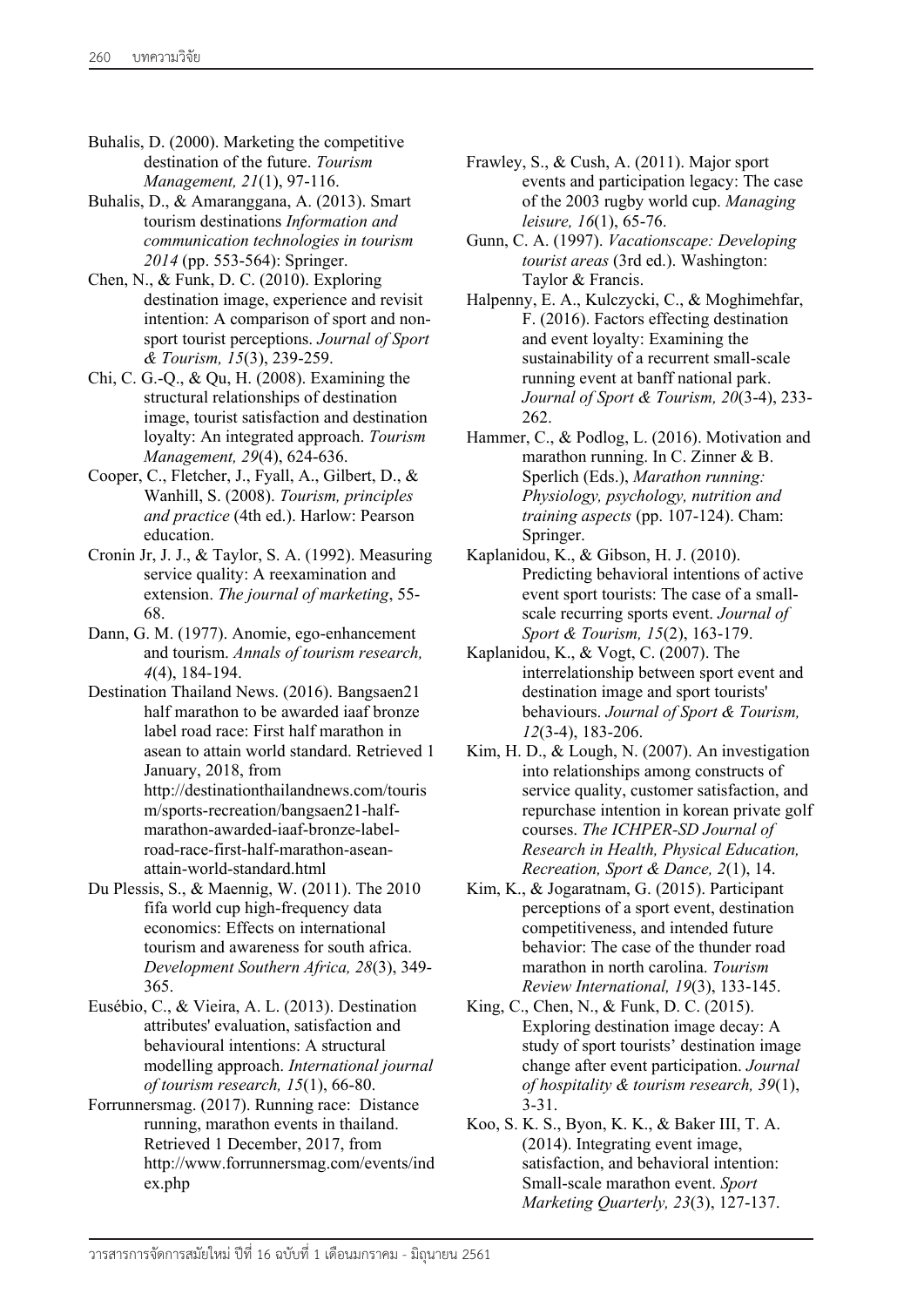Buhalis, D. (2000). Marketing the competitive destination of the future. *Tourism Management, 21*(1), 97-116.

Buhalis, D., & Amaranggana, A. (2013). Smart tourism destinations *Information and communication technologies in tourism 2014* (pp. 553-564): Springer.

Chen, N., & Funk, D. C. (2010). Exploring destination image, experience and revisit intention: A comparison of sport and non-sport tourist perceptions. *Journal of Sport & Tourism, 15*(3), 239-259.

Chi, C. G.-Q., & Qu, H. (2008). Examining the structural relationships of destination image, tourist satisfaction and destination loyalty: An integrated approach. *Tourism Management, 29*(4), 624-636.

Cooper, C., Fletcher, J., Fyall, A., Gilbert, D., & Wanhill, S. (2008). *Tourism, principles and practice* (4th ed.). Harlow: Pearson education.

Cronin Jr, J. J., & Taylor, S. A. (1992). Measuring service quality: A reexamination and extension. *The journal of marketing*, 55-68.

Dann, G. M. (1977). Anomie, ego-enhancement and tourism. *Annals of tourism research, 4*(4), 184-194.

Destination Thailand News. (2016). Bangsaen21 half marathon to be awarded iaaf bronze label road race: First half marathon in asean to attain world standard. Retrieved 1 January, 2018, from http://destinationthailandnews.com/tourism/sports-recreation/bangsaen21-half-marathon-awarded-iaaf-bronze-label-road-race-first-half-marathon-asean-attain-world-standard.html

Du Plessis, S., & Maennig, W. (2011). The 2010 fifa world cup high-frequency data economics: Effects on international tourism and awareness for south africa. *Development Southern Africa, 28*(3), 349-365.

Eusébio, C., & Vieira, A. L. (2013). Destination attributes' evaluation, satisfaction and behavioural intentions: A structural modelling approach. *International journal of tourism research, 15*(1), 66-80.

Forrunnersmag. (2017). Running race: Distance running, marathon events in thailand. Retrieved 1 December, 2017, from http://www.forrunnersmag.com/events/index.php

Frawley, S., & Cush, A. (2011). Major sport events and participation legacy: The case of the 2003 rugby world cup. *Managing leisure, 16*(1), 65-76.

Gunn, C. A. (1997). *Vacationscape: Developing tourist areas* (3rd ed.). Washington: Taylor & Francis.

Halpenny, E. A., Kulczycki, C., & Moghimehfar, F. (2016). Factors effecting destination and event loyalty: Examining the sustainability of a recurrent small-scale running event at banff national park. *Journal of Sport & Tourism, 20*(3-4), 233-262.

Hammer, C., & Podlog, L. (2016). Motivation and marathon running. In C. Zinner & B. Sperlich (Eds.), *Marathon running: Physiology, psychology, nutrition and training aspects* (pp. 107-124). Cham: Springer.

Kaplanidou, K., & Gibson, H. J. (2010). Predicting behavioral intentions of active event sport tourists: The case of a small-scale recurring sports event. *Journal of Sport & Tourism, 15*(2), 163-179.

Kaplanidou, K., & Vogt, C. (2007). The interrelationship between sport event and destination image and sport tourists' behaviours. *Journal of Sport & Tourism, 12*(3-4), 183-206.

Kim, H. D., & Lough, N. (2007). An investigation into relationships among constructs of service quality, customer satisfaction, and repurchase intention in korean private golf courses. *The ICHPER-SD Journal of Research in Health, Physical Education, Recreation, Sport & Dance, 2*(1), 14.

Kim, K., & Jogaratnam, G. (2015). Participant perceptions of a sport event, destination competitiveness, and intended future behavior: The case of the thunder road marathon in north carolina. *Tourism Review International, 19*(3), 133-145.

King, C., Chen, N., & Funk, D. C. (2015). Exploring destination image decay: A study of sport tourists' destination image change after event participation. *Journal of hospitality & tourism research, 39*(1), 3-31.

Koo, S. K. S., Byon, K. K., & Baker III, T. A. (2014). Integrating event image, satisfaction, and behavioral intention: Small-scale marathon event. *Sport Marketing Quarterly, 23*(3), 127-137.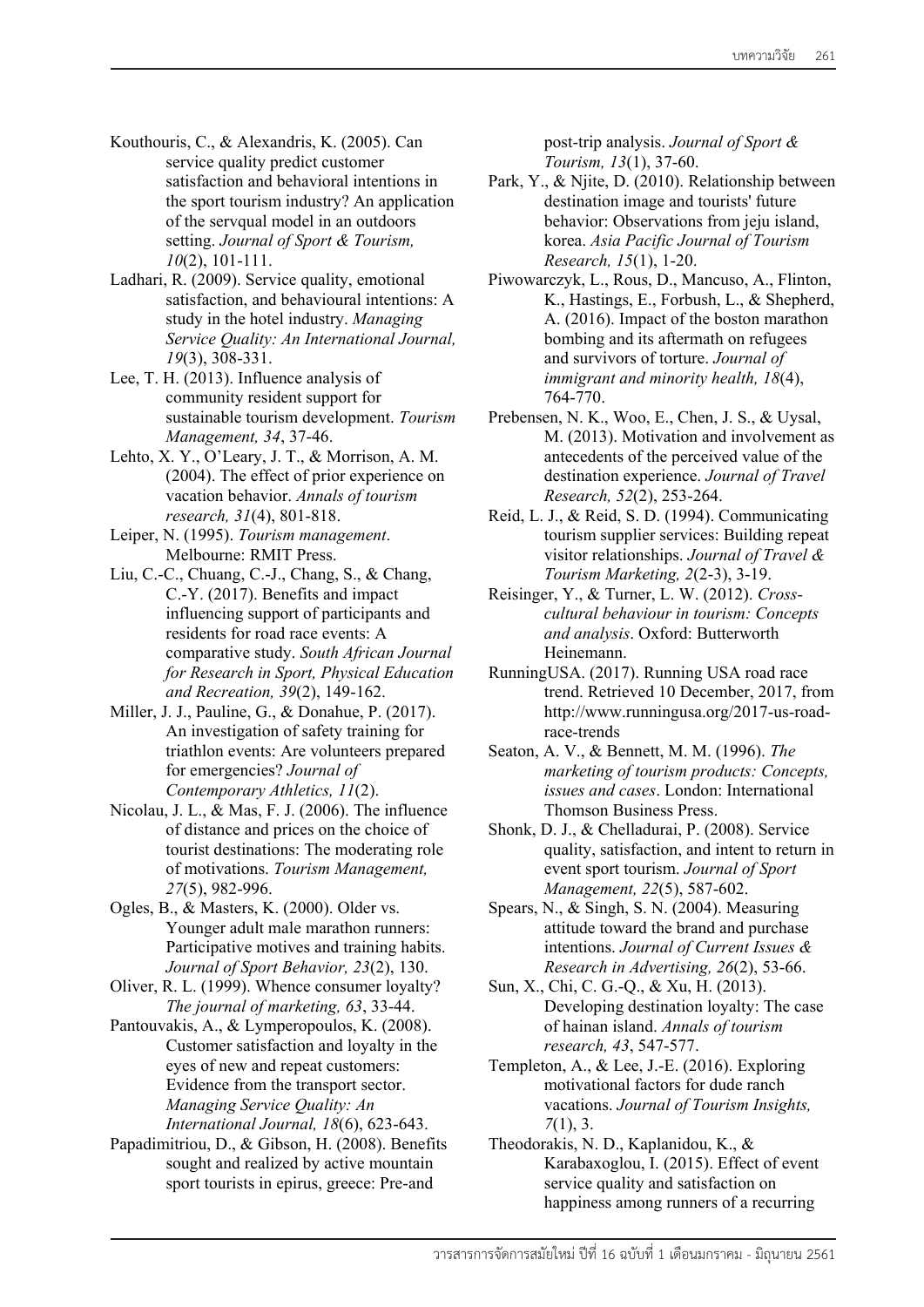Kouthouris, C., & Alexandris, K. (2005). Can service quality predict customer satisfaction and behavioral intentions in the sport tourism industry? An application of the servqual model in an outdoors setting. *Journal of Sport & Tourism, 10*(2), 101-111.

Ladhari, R. (2009). Service quality, emotional satisfaction, and behavioural intentions: A study in the hotel industry. *Managing Service Quality: An International Journal, 19*(3), 308-331.

Lee, T. H. (2013). Influence analysis of community resident support for sustainable tourism development. *Tourism Management, 34*, 37-46.

Lehto, X. Y., O'Leary, J. T., & Morrison, A. M. (2004). The effect of prior experience on vacation behavior. *Annals of tourism research, 31*(4), 801-818.

Leiper, N. (1995). *Tourism management*. Melbourne: RMIT Press.

Liu, C.-C., Chuang, C.-J., Chang, S., & Chang, C.-Y. (2017). Benefits and impact influencing support of participants and residents for road race events: A comparative study. *South African Journal for Research in Sport, Physical Education and Recreation, 39*(2), 149-162.

Miller, J. J., Pauline, G., & Donahue, P. (2017). An investigation of safety training for triathlon events: Are volunteers prepared for emergencies? *Journal of Contemporary Athletics, 11*(2).

Nicolau, J. L., & Mas, F. J. (2006). The influence of distance and prices on the choice of tourist destinations: The moderating role of motivations. *Tourism Management, 27*(5), 982-996.

Ogles, B., & Masters, K. (2000). Older vs. Younger adult male marathon runners: Participative motives and training habits. *Journal of Sport Behavior, 23*(2), 130.

Oliver, R. L. (1999). Whence consumer loyalty? *The journal of marketing, 63*, 33-44.

Pantouvakis, A., & Lymperopoulos, K. (2008). Customer satisfaction and loyalty in the eyes of new and repeat customers: Evidence from the transport sector. *Managing Service Quality: An International Journal, 18*(6), 623-643.

Papadimitriou, D., & Gibson, H. (2008). Benefits sought and realized by active mountain sport tourists in epirus, greece: Pre-and post-trip analysis. *Journal of Sport & Tourism, 13*(1), 37-60.

Park, Y., & Njite, D. (2010). Relationship between destination image and tourists' future behavior: Observations from jeju island, korea. *Asia Pacific Journal of Tourism Research, 15*(1), 1-20.

Piwowarczyk, L., Rous, D., Mancuso, A., Flinton, K., Hastings, E., Forbush, L., & Shepherd, A. (2016). Impact of the boston marathon bombing and its aftermath on refugees and survivors of torture. *Journal of immigrant and minority health, 18*(4), 764-770.

Prebensen, N. K., Woo, E., Chen, J. S., & Uysal, M. (2013). Motivation and involvement as antecedents of the perceived value of the destination experience. *Journal of Travel Research, 52*(2), 253-264.

Reid, L. J., & Reid, S. D. (1994). Communicating tourism supplier services: Building repeat visitor relationships. *Journal of Travel & Tourism Marketing, 2*(2-3), 3-19.

Reisinger, Y., & Turner, L. W. (2012). *Cross-cultural behaviour in tourism: Concepts and analysis*. Oxford: Butterworth Heinemann.

RunningUSA. (2017). Running USA road race trend. Retrieved 10 December, 2017, from http://www.runningusa.org/2017-us-road-race-trends

Seaton, A. V., & Bennett, M. M. (1996). *The marketing of tourism products: Concepts, issues and cases*. London: International Thomson Business Press.

Shonk, D. J., & Chelladurai, P. (2008). Service quality, satisfaction, and intent to return in event sport tourism. *Journal of Sport Management, 22*(5), 587-602.

Spears, N., & Singh, S. N. (2004). Measuring attitude toward the brand and purchase intentions. *Journal of Current Issues & Research in Advertising, 26*(2), 53-66.

Sun, X., Chi, C. G.-Q., & Xu, H. (2013). Developing destination loyalty: The case of hainan island. *Annals of tourism research, 43*, 547-577.

Templeton, A., & Lee, J.-E. (2016). Exploring motivational factors for dude ranch vacations. *Journal of Tourism Insights, 7*(1), 3.

Theodorakis, N. D., Kaplanidou, K., & Karabaxoglou, I. (2015). Effect of event service quality and satisfaction on happiness among runners of a recurring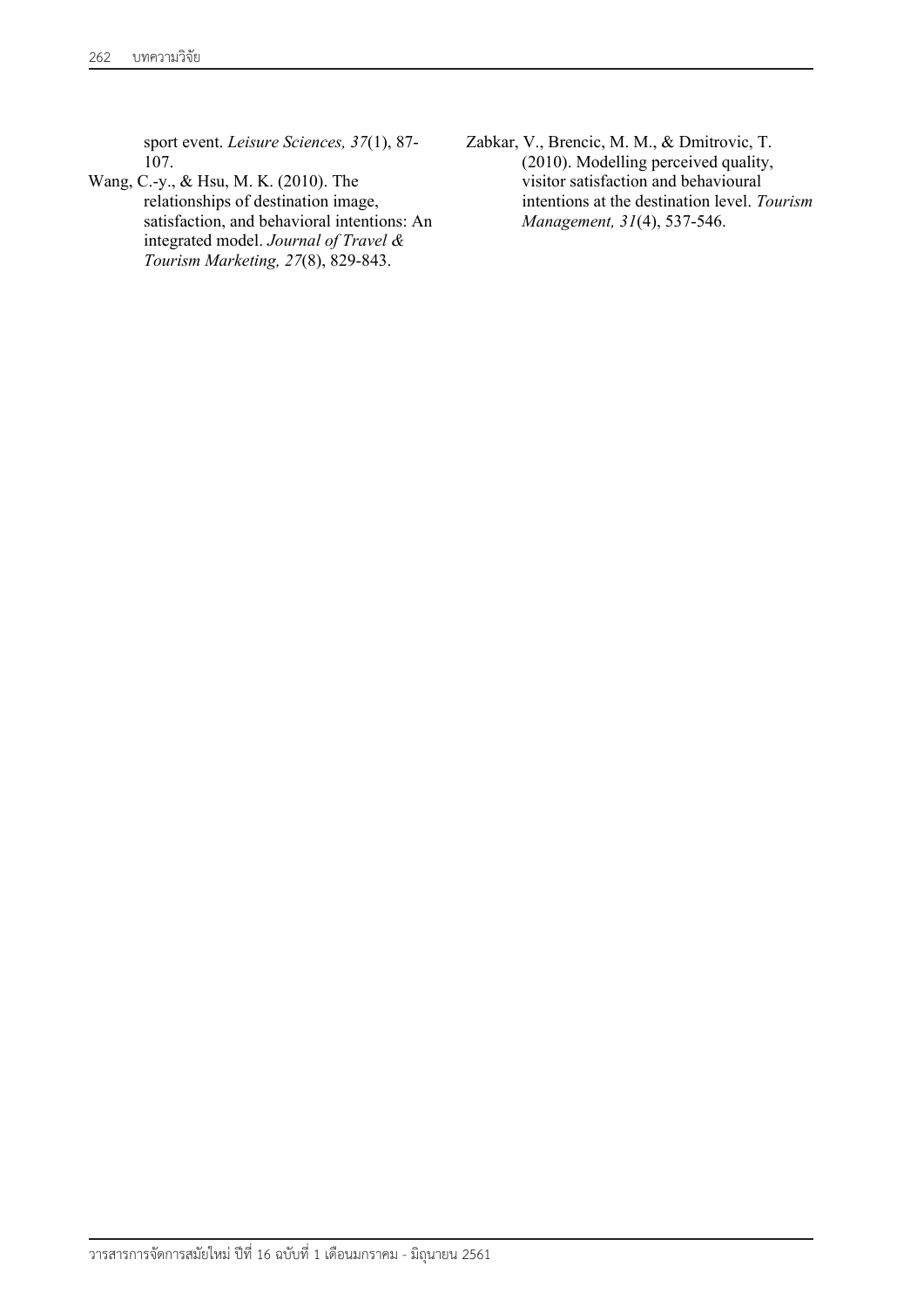sport event. *Leisure Sciences, 37*(1), 87-107.

Wang, C.-y., & Hsu, M. K. (2010). The relationships of destination image, satisfaction, and behavioral intentions: An integrated model. *Journal of Travel & Tourism Marketing, 27*(8), 829-843.

Zabkar, V., Brencic, M. M., & Dmitrovic, T. (2010). Modelling perceived quality, visitor satisfaction and behavioural intentions at the destination level. *Tourism Management, 31*(4), 537-546.